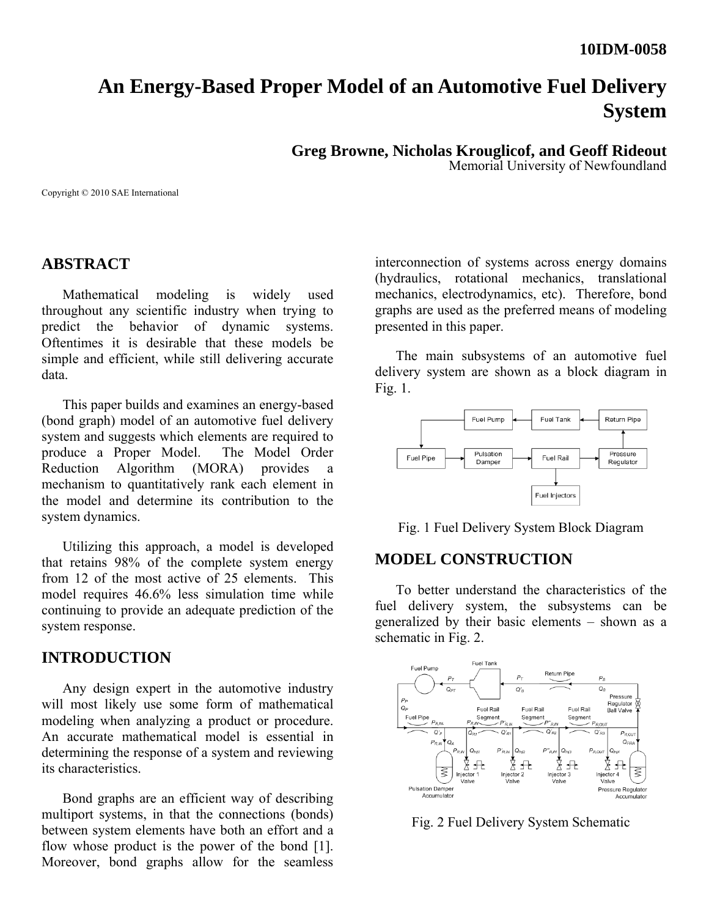10IDM-0058

# An Energy-Based Proper Model of an Automotive Fuel Delivery System

**Greg Browne, Nicholas Krouglicof, and Geoff Rideout**
Memorial University of Newfoundland

Copyright © 2010 SAE International

## ABSTRACT

Mathematical modeling is widely used throughout any scientific industry when trying to predict the behavior of dynamic systems. Oftentimes it is desirable that these models be simple and efficient, while still delivering accurate data.

This paper builds and examines an energy-based (bond graph) model of an automotive fuel delivery system and suggests which elements are required to produce a Proper Model. The Model Order Reduction Algorithm (MORA) provides a mechanism to quantitatively rank each element in the model and determine its contribution to the system dynamics.

Utilizing this approach, a model is developed that retains 98% of the complete system energy from 12 of the most active of 25 elements. This model requires 46.6% less simulation time while continuing to provide an adequate prediction of the system response.

## INTRODUCTION

Any design expert in the automotive industry will most likely use some form of mathematical modeling when analyzing a product or procedure. An accurate mathematical model is essential in determining the response of a system and reviewing its characteristics.

Bond graphs are an efficient way of describing multiport systems, in that the connections (bonds) between system elements have both an effort and a flow whose product is the power of the bond [1]. Moreover, bond graphs allow for the seamless interconnection of systems across energy domains (hydraulics, rotational mechanics, translational mechanics, electrodynamics, etc). Therefore, bond graphs are used as the preferred means of modeling presented in this paper.

The main subsystems of an automotive fuel delivery system are shown as a block diagram in Fig. 1.

Fig. 1 Fuel Delivery System Block Diagram

## MODEL CONSTRUCTION

To better understand the characteristics of the fuel delivery system, the subsystems can be generalized by their basic elements – shown as a schematic in Fig. 2.

Fig. 2 Fuel Delivery System Schematic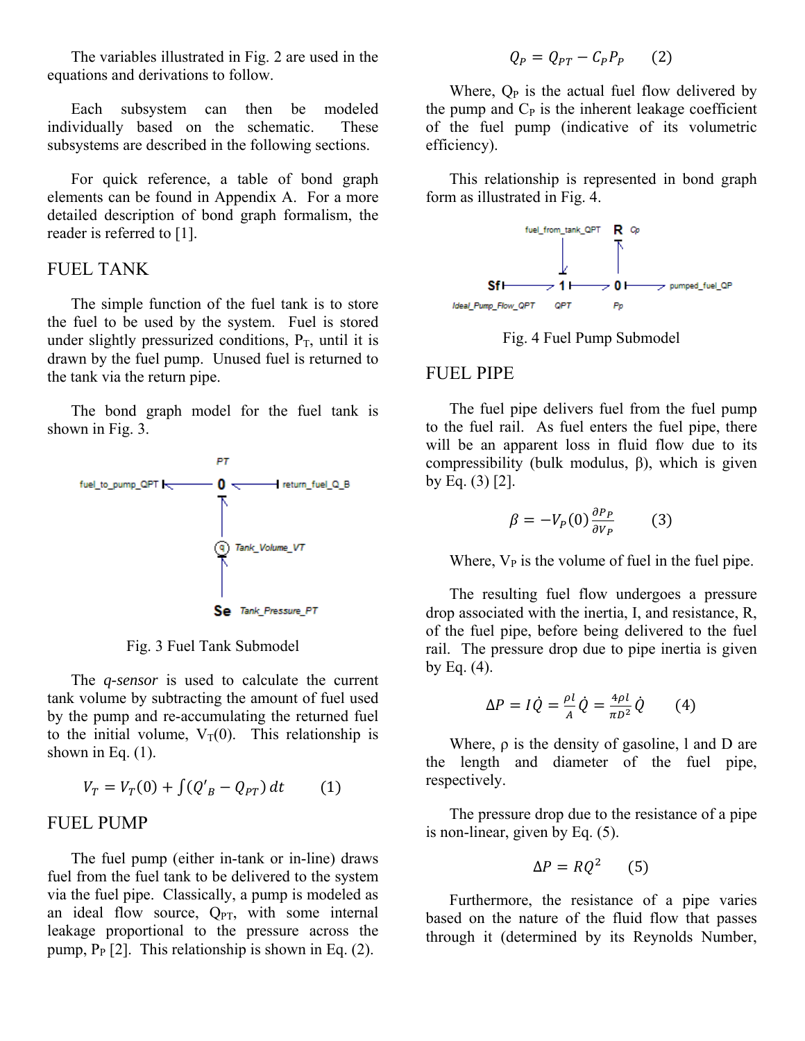The variables illustrated in Fig. 2 are used in the equations and derivations to follow.

Each subsystem can then be modeled individually based on the schematic. These subsystems are described in the following sections.

For quick reference, a table of bond graph elements can be found in Appendix A. For a more detailed description of bond graph formalism, the reader is referred to [1].

## FUEL TANK

The simple function of the fuel tank is to store the fuel to be used by the system. Fuel is stored under slightly pressurized conditions, $P_T$, until it is drawn by the fuel pump. Unused fuel is returned to the tank via the return pipe.

The bond graph model for the fuel tank is shown in Fig. 3.

Fig. 3 Fuel Tank Submodel

The *q-sensor* is used to calculate the current tank volume by subtracting the amount of fuel used by the pump and re-accumulating the returned fuel to the initial volume, $V_T(0)$. This relationship is shown in Eq. (1).

$$V_T = V_T(0) + \int (Q'_B - Q_{PT})\, dt \qquad (1)$$

## FUEL PUMP

The fuel pump (either in-tank or in-line) draws fuel from the fuel tank to be delivered to the system via the fuel pipe. Classically, a pump is modeled as an ideal flow source, $Q_{PT}$, with some internal leakage proportional to the pressure across the pump, $P_P$ [2]. This relationship is shown in Eq. (2).

$$Q_P = Q_{PT} - C_P P_P \qquad (2)$$

Where, $Q_P$ is the actual fuel flow delivered by the pump and $C_P$ is the inherent leakage coefficient of the fuel pump (indicative of its volumetric efficiency).

This relationship is represented in bond graph form as illustrated in Fig. 4.

Fig. 4 Fuel Pump Submodel

## FUEL PIPE

The fuel pipe delivers fuel from the fuel pump to the fuel rail. As fuel enters the fuel pipe, there will be an apparent loss in fluid flow due to its compressibility (bulk modulus, β), which is given by Eq. (3) [2].

$$\beta = -V_P(0)\frac{\partial P_P}{\partial V_P} \qquad (3)$$

Where, $V_P$ is the volume of fuel in the fuel pipe.

The resulting fuel flow undergoes a pressure drop associated with the inertia, I, and resistance, R, of the fuel pipe, before being delivered to the fuel rail. The pressure drop due to pipe inertia is given by Eq. (4).

$$\Delta P = I\dot{Q} = \frac{\rho l}{A}\dot{Q} = \frac{4\rho l}{\pi D^2}\dot{Q} \qquad (4)$$

Where, ρ is the density of gasoline, l and D are the length and diameter of the fuel pipe, respectively.

The pressure drop due to the resistance of a pipe is non-linear, given by Eq. (5).

$$\Delta P = RQ^2 \qquad (5)$$

Furthermore, the resistance of a pipe varies based on the nature of the fluid flow that passes through it (determined by its Reynolds Number,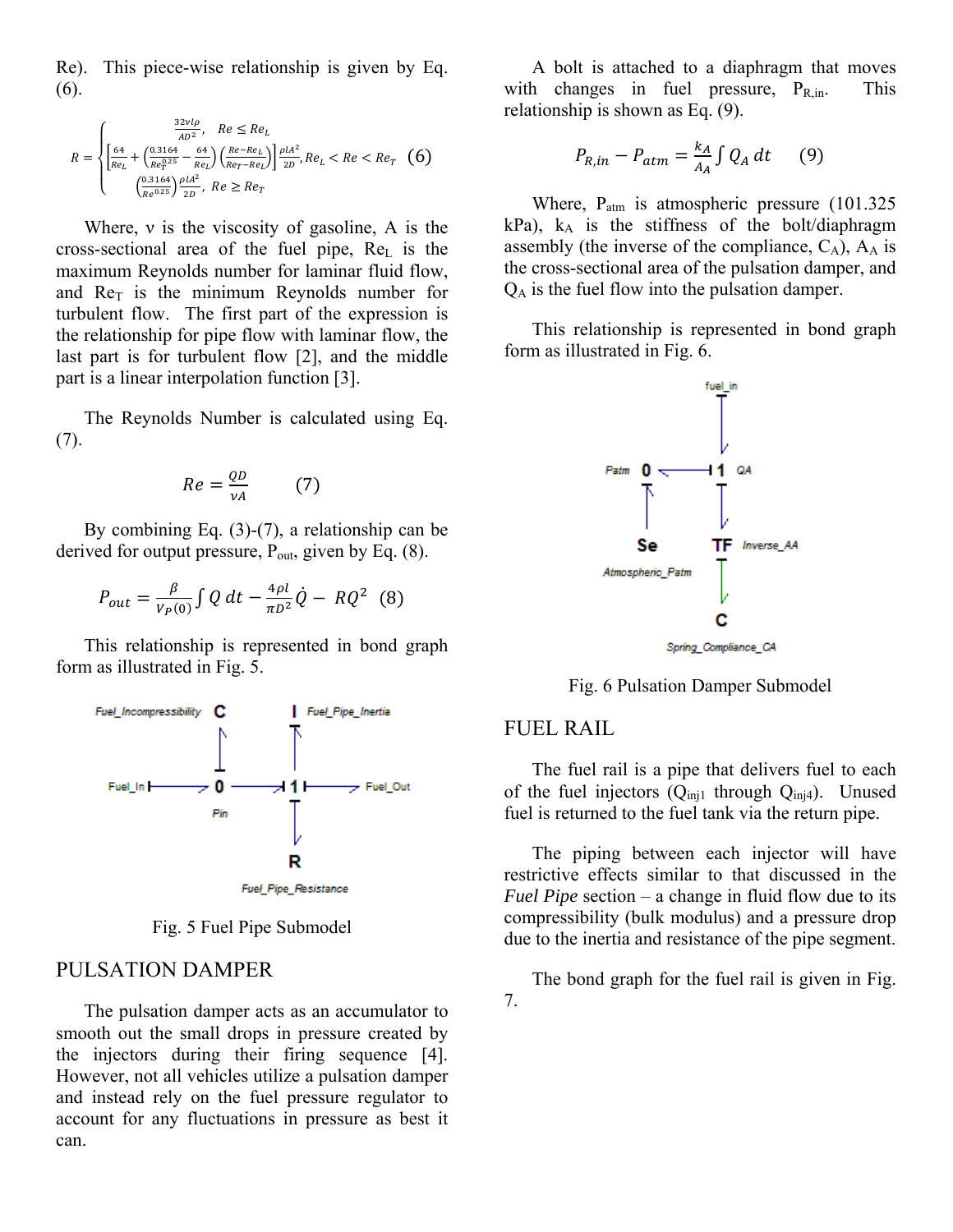Re). This piece-wise relationship is given by Eq. (6).

$$R = \begin{cases} \frac{32\nu l\rho}{AD^2}, & Re \leq Re_L \\ \left[\frac{64}{Re_L} + \left(\frac{0.3164}{Re_T^{0.25}} - \frac{64}{Re_L}\right)\left(\frac{Re - Re_L}{Re_T - Re_L}\right)\right]\frac{\rho l A^2}{2D}, & Re_L < Re < Re_T \\ \left(\frac{0.3164}{Re^{0.25}}\right)\frac{\rho l A^2}{2D}, & Re \geq Re_T \end{cases} \quad (6)$$

Where, ν is the viscosity of gasoline, A is the cross-sectional area of the fuel pipe, $Re_L$ is the maximum Reynolds number for laminar fluid flow, and $Re_T$ is the minimum Reynolds number for turbulent flow. The first part of the expression is the relationship for pipe flow with laminar flow, the last part is for turbulent flow [2], and the middle part is a linear interpolation function [3].

The Reynolds Number is calculated using Eq. (7).

$$Re = \frac{QD}{\nu A} \quad (7)$$

By combining Eq. (3)-(7), a relationship can be derived for output pressure, $P_{out}$, given by Eq. (8).

$$P_{out} = \frac{\beta}{V_P(0)}\int Q\,dt - \frac{4\rho l}{\pi D^2}\dot{Q} - RQ^2 \quad (8)$$

This relationship is represented in bond graph form as illustrated in Fig. 5.

Fig. 5 Fuel Pipe Submodel

## PULSATION DAMPER

The pulsation damper acts as an accumulator to smooth out the small drops in pressure created by the injectors during their firing sequence [4]. However, not all vehicles utilize a pulsation damper and instead rely on the fuel pressure regulator to account for any fluctuations in pressure as best it can.

A bolt is attached to a diaphragm that moves with changes in fuel pressure, $P_{R,in}$. This relationship is shown as Eq. (9).

$$P_{R,in} - P_{atm} = \frac{k_A}{A_A}\int Q_A\,dt \quad (9)$$

Where, $P_{atm}$ is atmospheric pressure (101.325 kPa), $k_A$ is the stiffness of the bolt/diaphragm assembly (the inverse of the compliance, $C_A$), $A_A$ is the cross-sectional area of the pulsation damper, and $Q_A$ is the fuel flow into the pulsation damper.

This relationship is represented in bond graph form as illustrated in Fig. 6.

Fig. 6 Pulsation Damper Submodel

## FUEL RAIL

The fuel rail is a pipe that delivers fuel to each of the fuel injectors ($Q_{inj1}$ through $Q_{inj4}$). Unused fuel is returned to the fuel tank via the return pipe.

The piping between each injector will have restrictive effects similar to that discussed in the *Fuel Pipe* section – a change in fluid flow due to its compressibility (bulk modulus) and a pressure drop due to the inertia and resistance of the pipe segment.

The bond graph for the fuel rail is given in Fig. 7.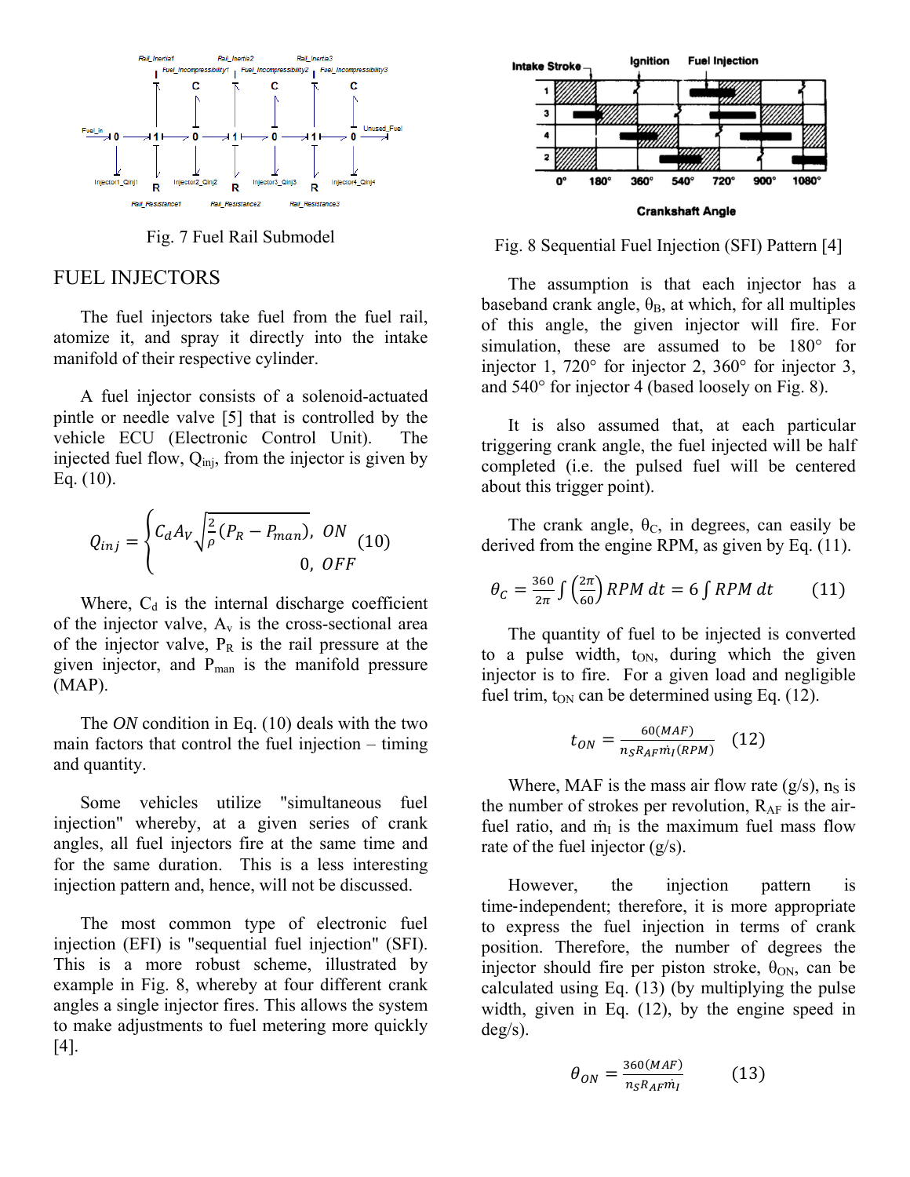Fig. 7 Fuel Rail Submodel

## FUEL INJECTORS

The fuel injectors take fuel from the fuel rail, atomize it, and spray it directly into the intake manifold of their respective cylinder.

A fuel injector consists of a solenoid-actuated pintle or needle valve [5] that is controlled by the vehicle ECU (Electronic Control Unit). The injected fuel flow, $Q_{inj}$, from the injector is given by Eq. (10).

$$Q_{inj} = \begin{cases} C_d A_V \sqrt{\frac{2}{\rho}(P_R - P_{man})}, & ON \\ 0, & OFF \end{cases} \quad (10)$$

Where, $C_d$ is the internal discharge coefficient of the injector valve, $A_v$ is the cross-sectional area of the injector valve, $P_R$ is the rail pressure at the given injector, and $P_{man}$ is the manifold pressure (MAP).

The *ON* condition in Eq. (10) deals with the two main factors that control the fuel injection – timing and quantity.

Some vehicles utilize "simultaneous fuel injection" whereby, at a given series of crank angles, all fuel injectors fire at the same time and for the same duration. This is a less interesting injection pattern and, hence, will not be discussed.

The most common type of electronic fuel injection (EFI) is "sequential fuel injection" (SFI). This is a more robust scheme, illustrated by example in Fig. 8, whereby at four different crank angles a single injector fires. This allows the system to make adjustments to fuel metering more quickly [4].

Fig. 8 Sequential Fuel Injection (SFI) Pattern [4]

The assumption is that each injector has a baseband crank angle, $\theta_B$, at which, for all multiples of this angle, the given injector will fire. For simulation, these are assumed to be 180° for injector 1, 720° for injector 2, 360° for injector 3, and 540° for injector 4 (based loosely on Fig. 8).

It is also assumed that, at each particular triggering crank angle, the fuel injected will be half completed (i.e. the pulsed fuel will be centered about this trigger point).

The crank angle, $\theta_C$, in degrees, can easily be derived from the engine RPM, as given by Eq. (11).

$$\theta_C = \frac{360}{2\pi} \int \left(\frac{2\pi}{60}\right) RPM\, dt = 6 \int RPM\, dt \qquad (11)$$

The quantity of fuel to be injected is converted to a pulse width, $t_{ON}$, during which the given injector is to fire. For a given load and negligible fuel trim, $t_{ON}$ can be determined using Eq. (12).

$$t_{ON} = \frac{60(MAF)}{n_S R_{AF} \dot{m}_I (RPM)} \quad (12)$$

Where, MAF is the mass air flow rate (g/s), $n_S$ is the number of strokes per revolution, $R_{AF}$ is the air-fuel ratio, and $\dot{m}_I$ is the maximum fuel mass flow rate of the fuel injector (g/s).

However, the injection pattern is time-independent; therefore, it is more appropriate to express the fuel injection in terms of crank position. Therefore, the number of degrees the injector should fire per piston stroke, $\theta_{ON}$, can be calculated using Eq. (13) (by multiplying the pulse width, given in Eq. (12), by the engine speed in deg/s).

$$\theta_{ON} = \frac{360(MAF)}{n_S R_{AF} \dot{m}_I} \qquad (13)$$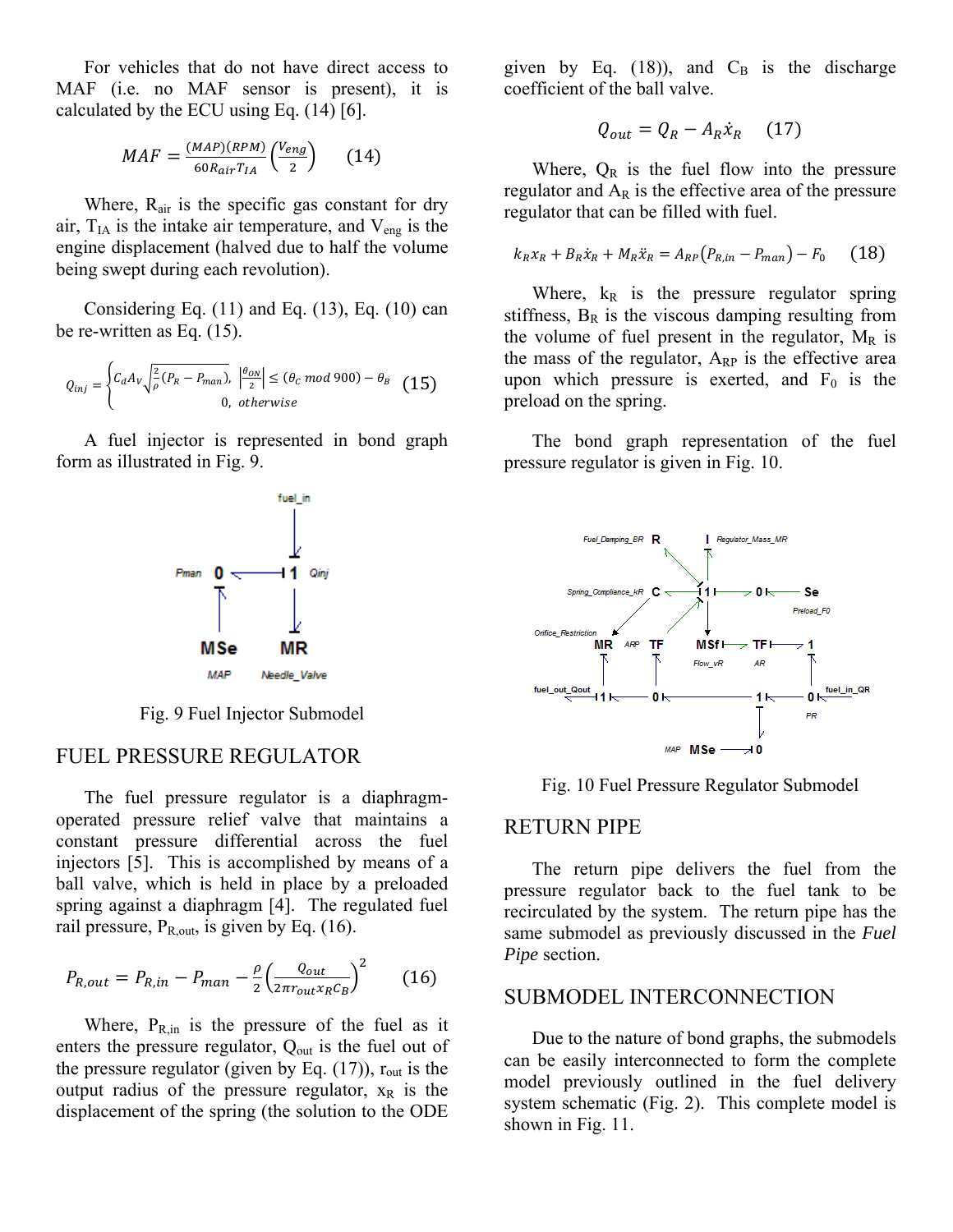For vehicles that do not have direct access to MAF (i.e. no MAF sensor is present), it is calculated by the ECU using Eq. (14) [6].

$$MAF = \frac{(MAP)(RPM)}{60 R_{air} T_{IA}} \left( \frac{V_{eng}}{2} \right) \qquad (14)$$

Where, $R_{air}$ is the specific gas constant for dry air, $T_{IA}$ is the intake air temperature, and $V_{eng}$ is the engine displacement (halved due to half the volume being swept during each revolution).

Considering Eq. (11) and Eq. (13), Eq. (10) can be re-written as Eq. (15).

$$Q_{inj} = \begin{cases} C_d A_V \sqrt{\frac{2}{\rho}(P_R - P_{man})}, & \left|\frac{\theta_{ON}}{2}\right| \leq (\theta_C \bmod 900) - \theta_B \\ 0, & otherwise \end{cases} \qquad (15)$$

A fuel injector is represented in bond graph form as illustrated in Fig. 9.

Fig. 9 Fuel Injector Submodel

## FUEL PRESSURE REGULATOR

The fuel pressure regulator is a diaphragm-operated pressure relief valve that maintains a constant pressure differential across the fuel injectors [5]. This is accomplished by means of a ball valve, which is held in place by a preloaded spring against a diaphragm [4]. The regulated fuel rail pressure, $P_{R,out}$, is given by Eq. (16).

$$P_{R,out} = P_{R,in} - P_{man} - \frac{\rho}{2}\left(\frac{Q_{out}}{2\pi r_{out} x_R C_B}\right)^2 \qquad (16)$$

Where, $P_{R,in}$ is the pressure of the fuel as it enters the pressure regulator, $Q_{out}$ is the fuel out of the pressure regulator (given by Eq. (17)), $r_{out}$ is the output radius of the pressure regulator, $x_R$ is the displacement of the spring (the solution to the ODE given by Eq. (18)), and $C_B$ is the discharge coefficient of the ball valve.

$$Q_{out} = Q_R - A_R \dot{x}_R \qquad (17)$$

Where, $Q_R$ is the fuel flow into the pressure regulator and $A_R$ is the effective area of the pressure regulator that can be filled with fuel.

$$k_R x_R + B_R \dot{x}_R + M_R \ddot{x}_R = A_{RP}(P_{R,in} - P_{man}) - F_0 \qquad (18)$$

Where, $k_R$ is the pressure regulator spring stiffness, $B_R$ is the viscous damping resulting from the volume of fuel present in the regulator, $M_R$ is the mass of the regulator, $A_{RP}$ is the effective area upon which pressure is exerted, and $F_0$ is the preload on the spring.

The bond graph representation of the fuel pressure regulator is given in Fig. 10.

Fig. 10 Fuel Pressure Regulator Submodel

## RETURN PIPE

The return pipe delivers the fuel from the pressure regulator back to the fuel tank to be recirculated by the system. The return pipe has the same submodel as previously discussed in the *Fuel Pipe* section.

## SUBMODEL INTERCONNECTION

Due to the nature of bond graphs, the submodels can be easily interconnected to form the complete model previously outlined in the fuel delivery system schematic (Fig. 2). This complete model is shown in Fig. 11.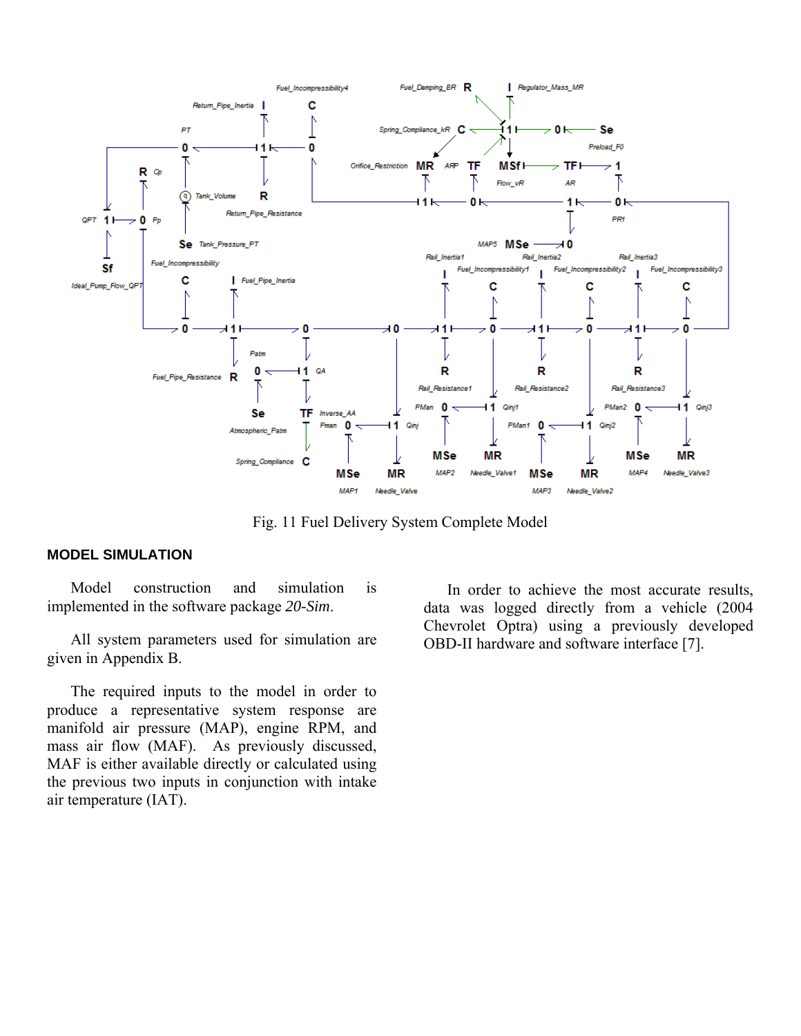Fig. 11 Fuel Delivery System Complete Model

## MODEL SIMULATION

Model construction and simulation is implemented in the software package *20-Sim*.

All system parameters used for simulation are given in Appendix B.

The required inputs to the model in order to produce a representative system response are manifold air pressure (MAP), engine RPM, and mass air flow (MAF). As previously discussed, MAF is either available directly or calculated using the previous two inputs in conjunction with intake air temperature (IAT).

In order to achieve the most accurate results, data was logged directly from a vehicle (2004 Chevrolet Optra) using a previously developed OBD-II hardware and software interface [7].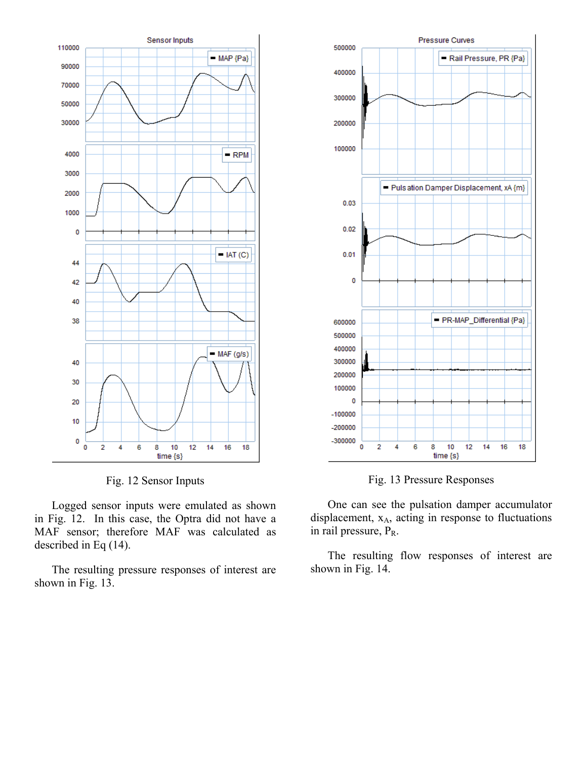Fig. 12 Sensor Inputs

Logged sensor inputs were emulated as shown in Fig. 12. In this case, the Optra did not have a MAF sensor; therefore MAF was calculated as described in Eq (14).

The resulting pressure responses of interest are shown in Fig. 13.

Fig. 13 Pressure Responses

One can see the pulsation damper accumulator displacement, $x_A$, acting in response to fluctuations in rail pressure, $P_R$.

The resulting flow responses of interest are shown in Fig. 14.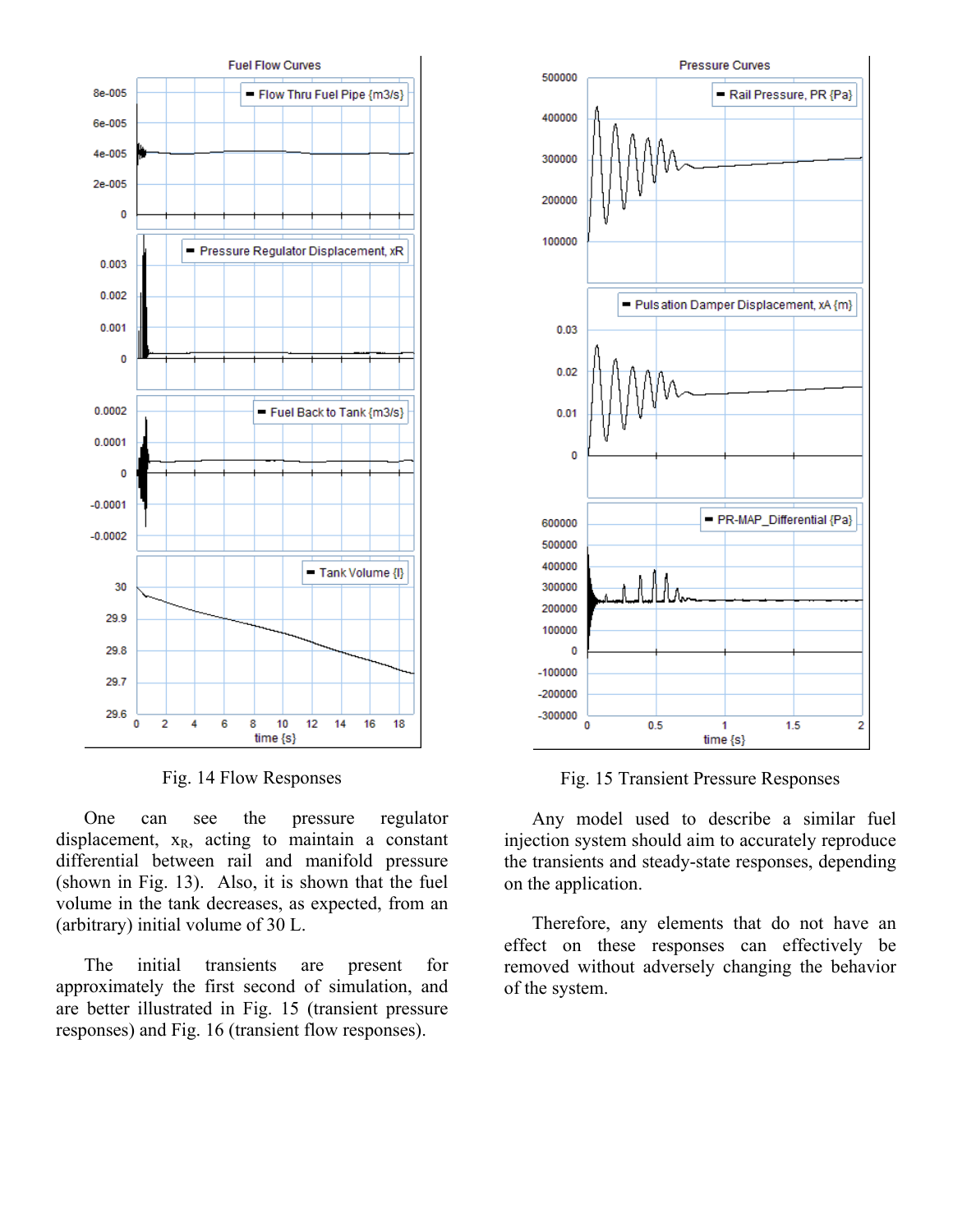Fig. 14 Flow Responses

One can see the pressure regulator displacement, $x_R$, acting to maintain a constant differential between rail and manifold pressure (shown in Fig. 13). Also, it is shown that the fuel volume in the tank decreases, as expected, from an (arbitrary) initial volume of 30 L.

The initial transients are present for approximately the first second of simulation, and are better illustrated in Fig. 15 (transient pressure responses) and Fig. 16 (transient flow responses).

Fig. 15 Transient Pressure Responses

Any model used to describe a similar fuel injection system should aim to accurately reproduce the transients and steady-state responses, depending on the application.

Therefore, any elements that do not have an effect on these responses can effectively be removed without adversely changing the behavior of the system.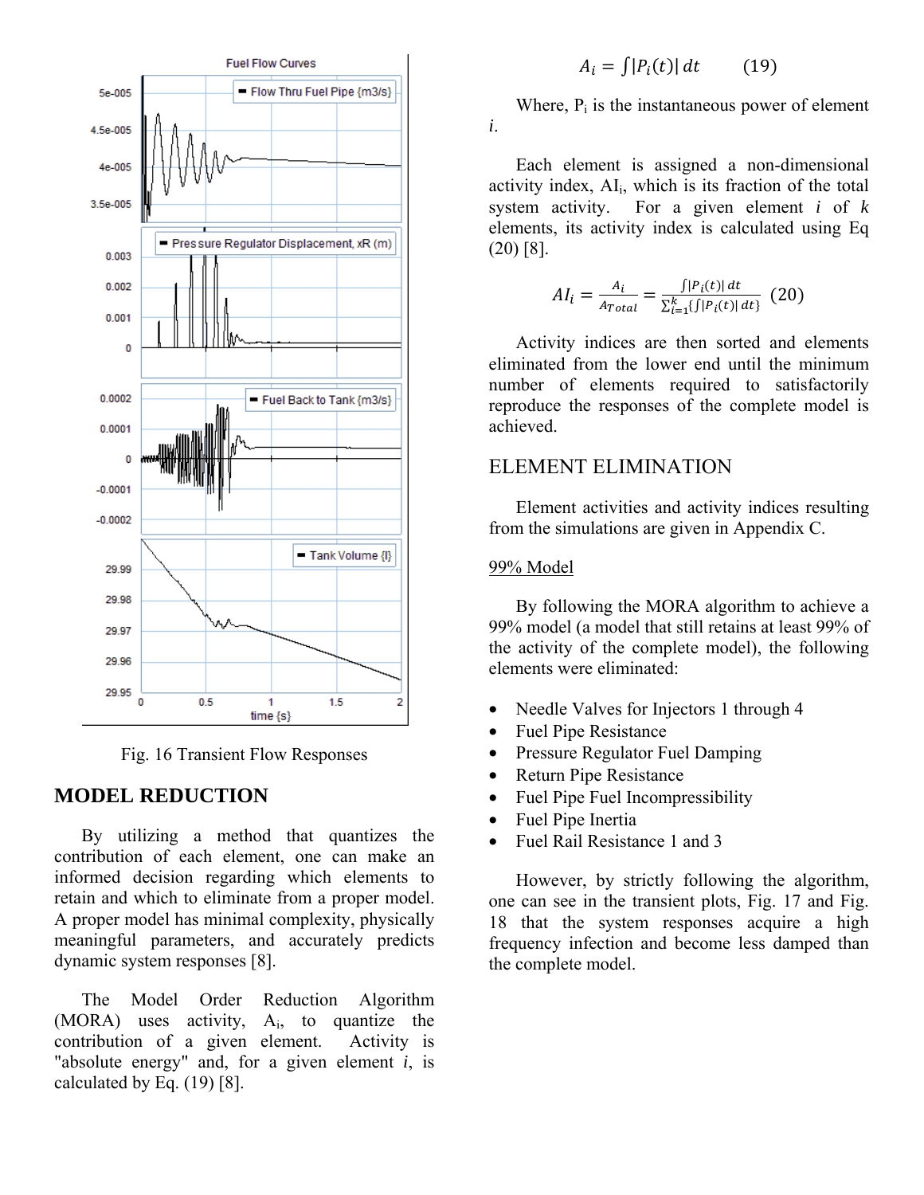Fig. 16 Transient Flow Responses

## MODEL REDUCTION

By utilizing a method that quantizes the contribution of each element, one can make an informed decision regarding which elements to retain and which to eliminate from a proper model. A proper model has minimal complexity, physically meaningful parameters, and accurately predicts dynamic system responses [8].

The Model Order Reduction Algorithm (MORA) uses activity, $A_i$, to quantize the contribution of a given element. Activity is "absolute energy" and, for a given element $i$, is calculated by Eq. (19) [8].

$$A_i = \int |P_i(t)|\, dt \qquad (19)$$

Where, $P_i$ is the instantaneous power of element $i$.

Each element is assigned a non-dimensional activity index, $AI_i$, which is its fraction of the total system activity. For a given element $i$ of $k$ elements, its activity index is calculated using Eq (20) [8].

$$AI_i = \frac{A_i}{A_{Total}} = \frac{\int |P_i(t)|\, dt}{\sum_{i=1}^{k}\{\int |P_i(t)|\, dt\}} \quad (20)$$

Activity indices are then sorted and elements eliminated from the lower end until the minimum number of elements required to satisfactorily reproduce the responses of the complete model is achieved.

## ELEMENT ELIMINATION

Element activities and activity indices resulting from the simulations are given in Appendix C.

### 99% Model

By following the MORA algorithm to achieve a 99% model (a model that still retains at least 99% of the activity of the complete model), the following elements were eliminated:

- Needle Valves for Injectors 1 through 4
- Fuel Pipe Resistance
- Pressure Regulator Fuel Damping
- Return Pipe Resistance
- Fuel Pipe Fuel Incompressibility
- Fuel Pipe Inertia
- Fuel Rail Resistance 1 and 3

However, by strictly following the algorithm, one can see in the transient plots, Fig. 17 and Fig. 18 that the system responses acquire a high frequency infection and become less damped than the complete model.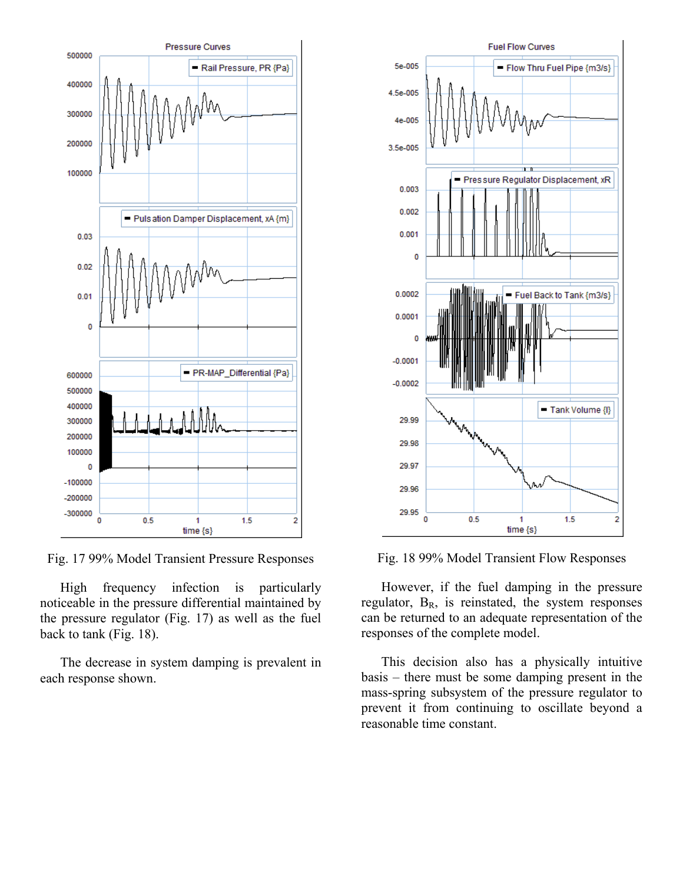Fig. 17 99% Model Transient Pressure Responses

Fig. 18 99% Model Transient Flow Responses

High frequency infection is particularly noticeable in the pressure differential maintained by the pressure regulator (Fig. 17) as well as the fuel back to tank (Fig. 18).

The decrease in system damping is prevalent in each response shown.

However, if the fuel damping in the pressure regulator, $B_R$, is reinstated, the system responses can be returned to an adequate representation of the responses of the complete model.

This decision also has a physically intuitive basis – there must be some damping present in the mass-spring subsystem of the pressure regulator to prevent it from continuing to oscillate beyond a reasonable time constant.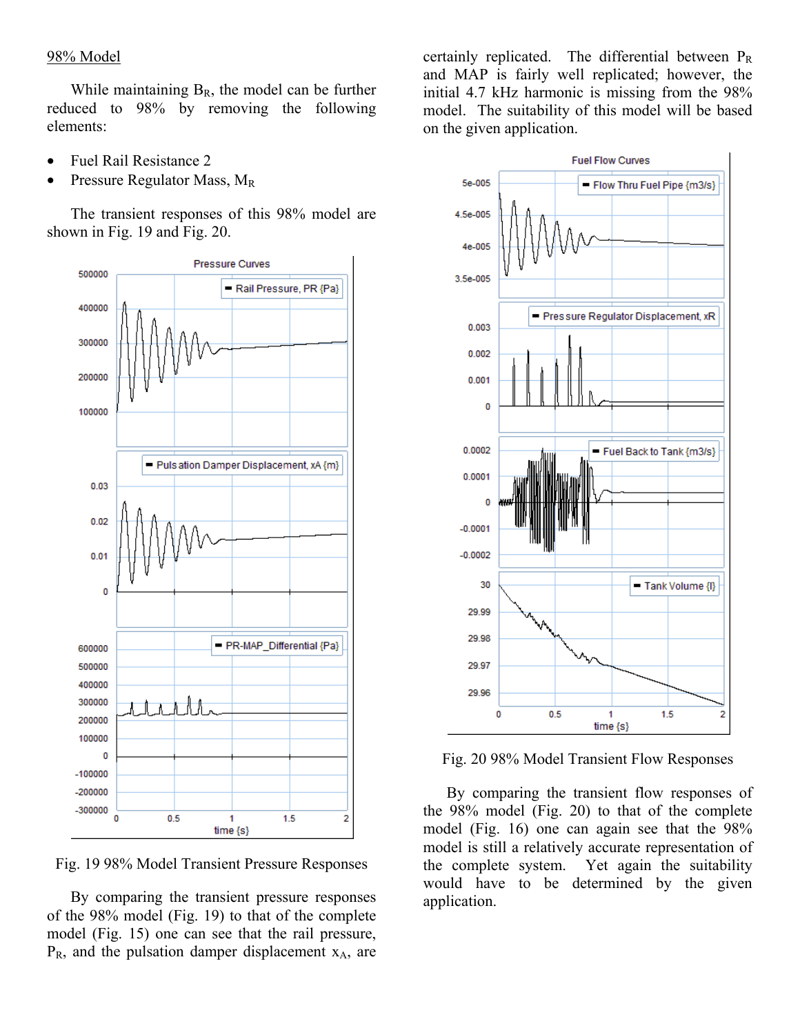98% Model

While maintaining $B_R$, the model can be further reduced to 98% by removing the following elements:

- Fuel Rail Resistance 2
- Pressure Regulator Mass, $M_R$

The transient responses of this 98% model are shown in Fig. 19 and Fig. 20.

Fig. 19 98% Model Transient Pressure Responses

By comparing the transient pressure responses of the 98% model (Fig. 19) to that of the complete model (Fig. 15) one can see that the rail pressure, $P_R$, and the pulsation damper displacement $x_A$, are certainly replicated. The differential between $P_R$ and MAP is fairly well replicated; however, the initial 4.7 kHz harmonic is missing from the 98% model. The suitability of this model will be based on the given application.

Fig. 20 98% Model Transient Flow Responses

By comparing the transient flow responses of the 98% model (Fig. 20) to that of the complete model (Fig. 16) one can again see that the 98% model is still a relatively accurate representation of the complete system. Yet again the suitability would have to be determined by the given application.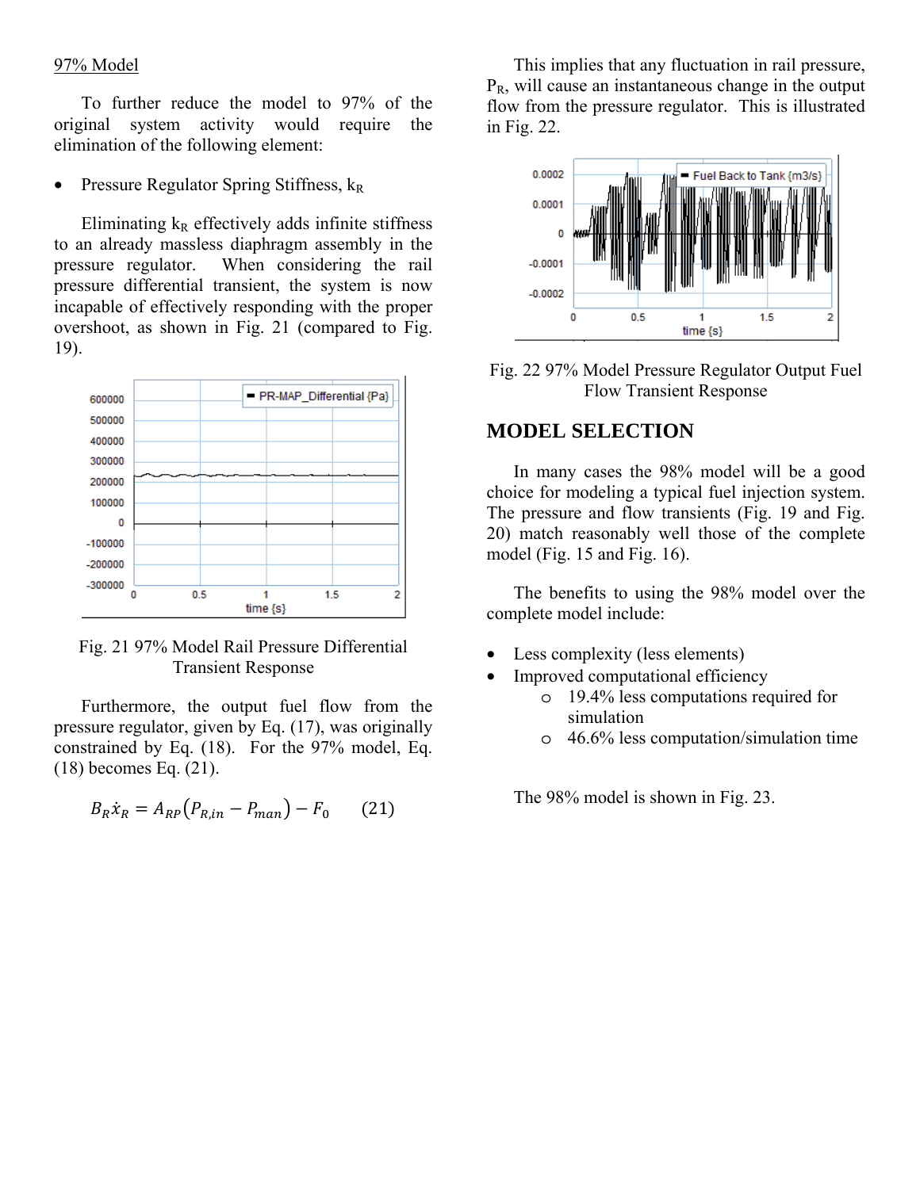97% Model

To further reduce the model to 97% of the original system activity would require the elimination of the following element:

- Pressure Regulator Spring Stiffness, $k_R$

Eliminating $k_R$ effectively adds infinite stiffness to an already massless diaphragm assembly in the pressure regulator. When considering the rail pressure differential transient, the system is now incapable of effectively responding with the proper overshoot, as shown in Fig. 21 (compared to Fig. 19).

Fig. 21 97% Model Rail Pressure Differential Transient Response

Furthermore, the output fuel flow from the pressure regulator, given by Eq. (17), was originally constrained by Eq. (18). For the 97% model, Eq. (18) becomes Eq. (21).

$$B_R \dot{x}_R = A_{RP}\left(P_{R,in} - P_{man}\right) - F_0 \qquad (21)$$

This implies that any fluctuation in rail pressure, $P_R$, will cause an instantaneous change in the output flow from the pressure regulator. This is illustrated in Fig. 22.

Fig. 22 97% Model Pressure Regulator Output Fuel Flow Transient Response

## MODEL SELECTION

In many cases the 98% model will be a good choice for modeling a typical fuel injection system. The pressure and flow transients (Fig. 19 and Fig. 20) match reasonably well those of the complete model (Fig. 15 and Fig. 16).

The benefits to using the 98% model over the complete model include:

- Less complexity (less elements)
- Improved computational efficiency
  - 19.4% less computations required for simulation
  - 46.6% less computation/simulation time

The 98% model is shown in Fig. 23.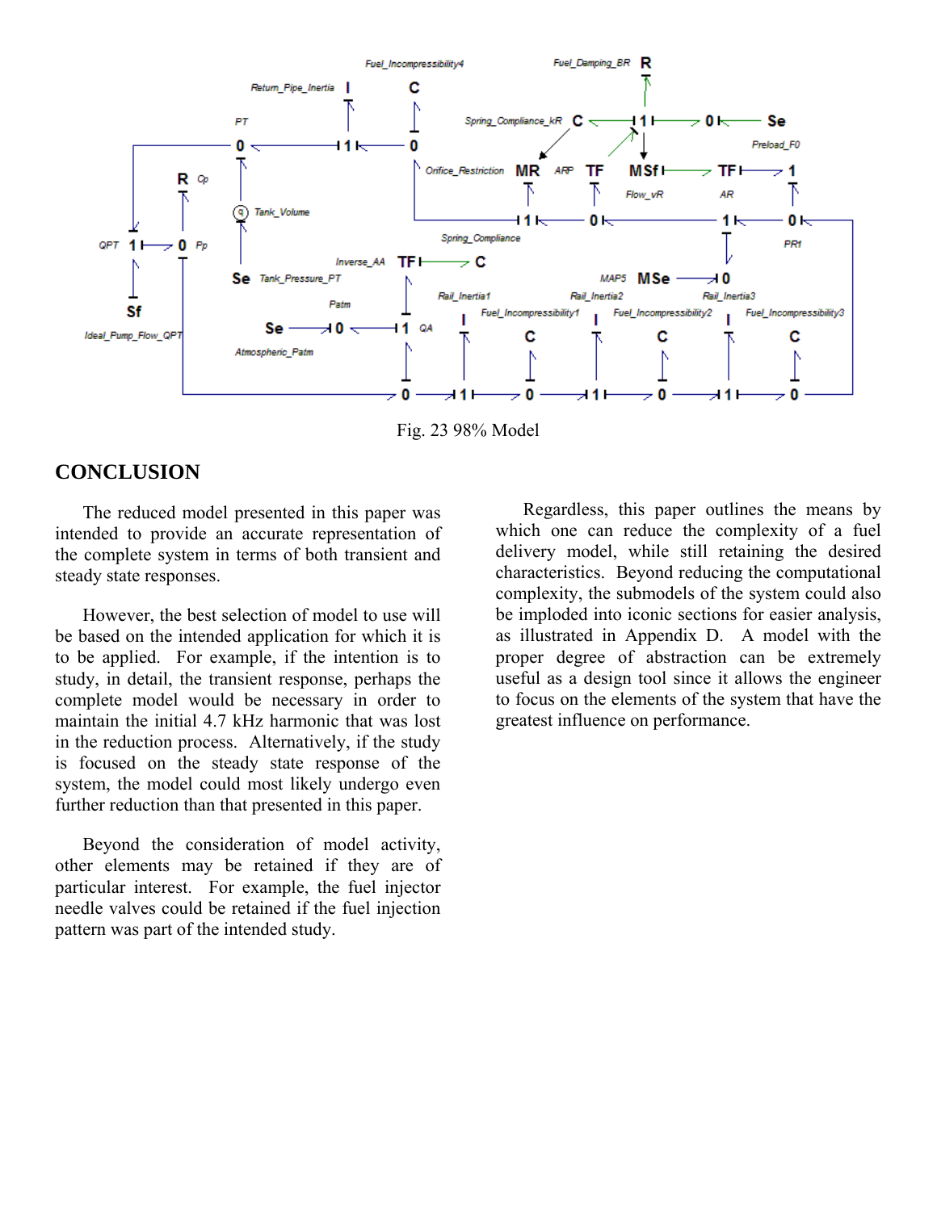Fig. 23 98% Model

## CONCLUSION

The reduced model presented in this paper was intended to provide an accurate representation of the complete system in terms of both transient and steady state responses.

However, the best selection of model to use will be based on the intended application for which it is to be applied. For example, if the intention is to study, in detail, the transient response, perhaps the complete model would be necessary in order to maintain the initial 4.7 kHz harmonic that was lost in the reduction process. Alternatively, if the study is focused on the steady state response of the system, the model could most likely undergo even further reduction than that presented in this paper.

Beyond the consideration of model activity, other elements may be retained if they are of particular interest. For example, the fuel injector needle valves could be retained if the fuel injection pattern was part of the intended study.

Regardless, this paper outlines the means by which one can reduce the complexity of a fuel delivery model, while still retaining the desired characteristics. Beyond reducing the computational complexity, the submodels of the system could also be imploded into iconic sections for easier analysis, as illustrated in Appendix D. A model with the proper degree of abstraction can be extremely useful as a design tool since it allows the engineer to focus on the elements of the system that have the greatest influence on performance.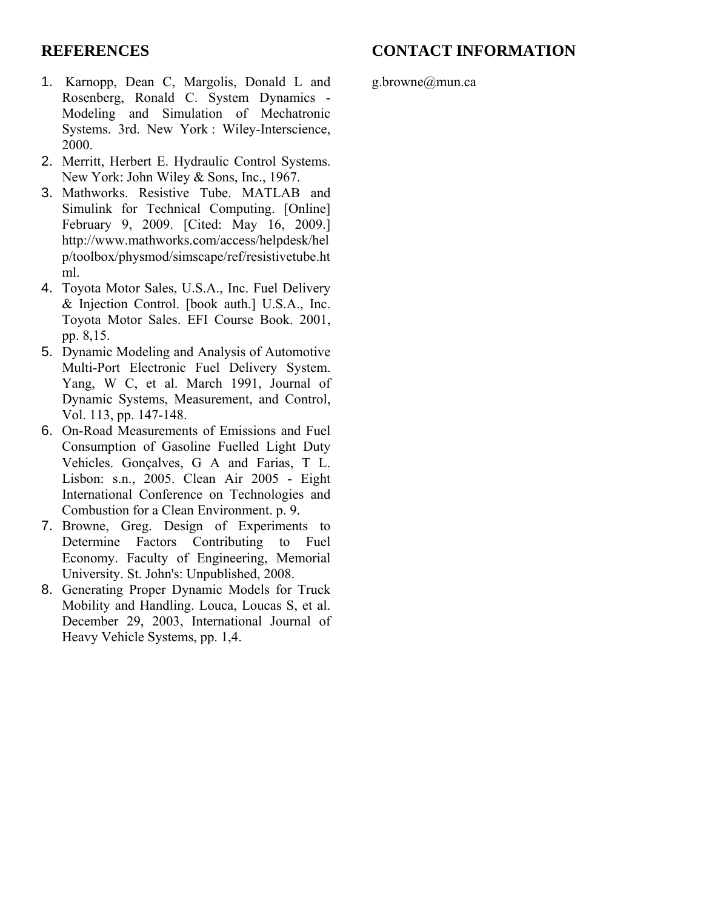## REFERENCES

1. Karnopp, Dean C, Margolis, Donald L and Rosenberg, Ronald C. System Dynamics - Modeling and Simulation of Mechatronic Systems. 3rd. New York : Wiley-Interscience, 2000.
2. Merritt, Herbert E. Hydraulic Control Systems. New York: John Wiley & Sons, Inc., 1967.
3. Mathworks. Resistive Tube. MATLAB and Simulink for Technical Computing. [Online] February 9, 2009. [Cited: May 16, 2009.] http://www.mathworks.com/access/helpdesk/help/toolbox/physmod/simscape/ref/resistivetube.html.
4. Toyota Motor Sales, U.S.A., Inc. Fuel Delivery & Injection Control. [book auth.] U.S.A., Inc. Toyota Motor Sales. EFI Course Book. 2001, pp. 8,15.
5. Dynamic Modeling and Analysis of Automotive Multi-Port Electronic Fuel Delivery System. Yang, W C, et al. March 1991, Journal of Dynamic Systems, Measurement, and Control, Vol. 113, pp. 147-148.
6. On-Road Measurements of Emissions and Fuel Consumption of Gasoline Fuelled Light Duty Vehicles. Gonçalves, G A and Farias, T L. Lisbon: s.n., 2005. Clean Air 2005 - Eight International Conference on Technologies and Combustion for a Clean Environment. p. 9.
7. Browne, Greg. Design of Experiments to Determine Factors Contributing to Fuel Economy. Faculty of Engineering, Memorial University. St. John's: Unpublished, 2008.
8. Generating Proper Dynamic Models for Truck Mobility and Handling. Louca, Loucas S, et al. December 29, 2003, International Journal of Heavy Vehicle Systems, pp. 1,4.

## CONTACT INFORMATION

g.browne@mun.ca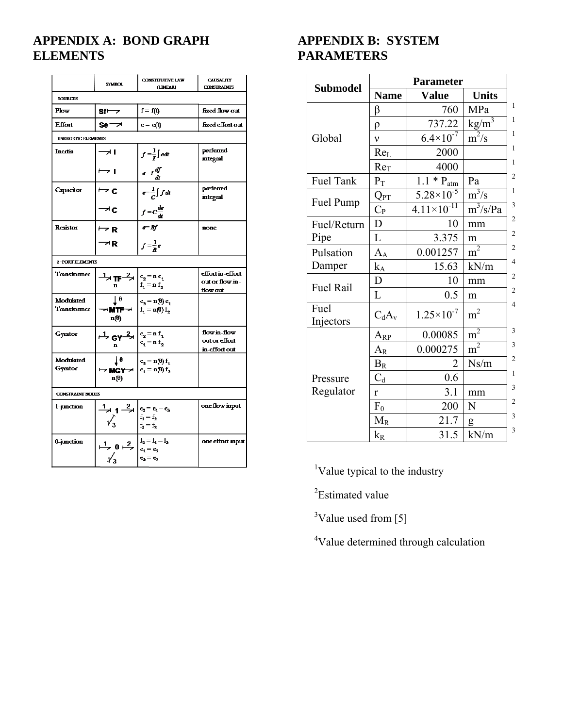## APPENDIX A: BOND GRAPH ELEMENTS

| | SYMBOL | CONSTITUTIVE LAW (LINEAR) | CAUSALITY CONSTRAINTS |
|---|---|---|---|
| SOURCES | | | |
| Flow | Sf ⊢⇀ | $f = f(t)$ | fixed flow out |
| Effort | Se ⇀ | $e = e(t)$ | fixed effort out |
| ENERGETIC ELEMENTS | | | |
| Inertia | ⇀\| I | $f = \frac{1}{I}\int e\,dt$ | preferred integral |
| | ⊢⇀ I | $e = I\frac{df}{dt}$ | |
| Capacitor | ⊢⇀ C | $e = \frac{1}{C}\int f\,dt$ | preferred integral |
| | ⇀\| C | $f = C\frac{de}{dt}$ | |
| Resistor | ⊢⇀ R | $e = Rf$ | none |
| | ⇀\| R | $f = \frac{1}{R}e$ | |
| 2-PORT ELEMENTS | | | |
| Transformer | 1 ⇀\| TF ⇀\| 2, n | $e_2 = n\,e_1$, $f_1 = n\,f_2$ | effort in-effort out or flow in-flow out |
| Modulated Transformer | θ ↓, ⇀\| MTF ⇀\|, n(θ) | $e_2 = n(\theta)\,e_1$, $f_1 = n(\theta)\,f_2$ | |
| Gyrator | 1 ⊢⇀ GY ⇀\| 2, n | $e_2 = n\,f_1$, $e_1 = n\,f_2$ | flow in-flow out or effort in-effort out |
| Modulated Gyrator | θ ↓, ⊢⇀ MGY ⇀\|, n(θ) | $e_2 = n(\theta)\,f_1$, $e_1 = n(\theta)\,f_2$ | |
| CONSTRAINT NODES | | | |
| 1-junction | 1 ⇀\| 1 ⇀\| 2, 3 | $e_2 = e_1 - e_3$, $f_1 = f_2$, $f_3 = f_2$ | one flow input |
| 0-junction | 1 ⊢⇀ 0 ⊢⇀ 2, 3 | $f_2 = f_1 - f_3$, $e_1 = e_2$, $e_3 = e_2$ | one effort input |

## APPENDIX B: SYSTEM PARAMETERS

| Submodel | Parameter Name | Value | Units | |
|---|---|---|---|---|
| Global | $\beta$ | 760 | MPa | [1] |
| | $\rho$ | 737.22 | $kg/m^3$ | [1] |
| | $\nu$ | $6.4\times10^{-7}$ | $m^2/s$ | [1] |
| | $Re_L$ | 2000 | | [1] |
| | $Re_T$ | 4000 | | [1] |
| Fuel Tank | $P_T$ | $1.1 * P_{atm}$ | Pa | [2] |
| Fuel Pump | $Q_{PT}$ | $5.28\times10^{-5}$ | $m^3/s$ | [1] |
| | $C_P$ | $4.11\times10^{-11}$ | $m^3/s/Pa$ | [3] |
| Fuel/Return Pipe | D | 10 | mm | [2] |
| | L | 3.375 | m | [2] |
| Pulsation Damper | $A_A$ | 0.001257 | $m^2$ | [2] |
| | $k_A$ | 15.63 | kN/m | [4] |
| Fuel Rail | D | 10 | mm | [2] |
| | L | 0.5 | m | [2] |
| Fuel Injectors | $C_dA_v$ | $1.25\times10^{-7}$ | $m^2$ | [4] |
| Pressure Regulator | $A_{RP}$ | 0.00085 | $m^2$ | [3] |
| | $A_R$ | 0.000275 | $m^2$ | [3] |
| | $B_R$ | 2 | Ns/m | [2] |
| | $C_d$ | 0.6 | | [1] |
| | r | 3.1 | mm | [3] |
| | $F_0$ | 200 | N | [2] |
| | $M_R$ | 21.7 | g | [3] |
| | $k_R$ | 31.5 | kN/m | [3] |

[1]Value typical to the industry

[2]Estimated value

[3]Value used from [5]

[4]Value determined through calculation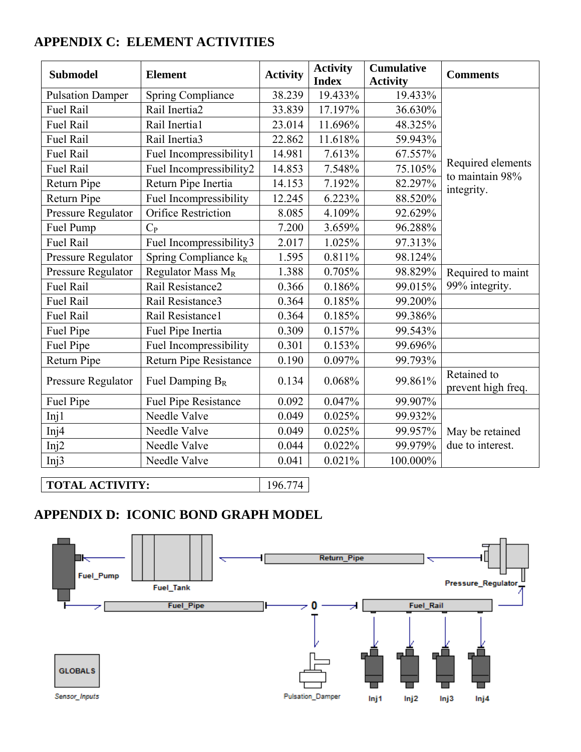## APPENDIX C: ELEMENT ACTIVITIES

| Submodel | Element | Activity | Activity Index | Cumulative Activity | Comments |
|---|---|---|---|---|---|
| Pulsation Damper | Spring Compliance | 38.239 | 19.433% | 19.433% | Required elements to maintain 98% integrity. |
| Fuel Rail | Rail Inertia2 | 33.839 | 17.197% | 36.630% | |
| Fuel Rail | Rail Inertia1 | 23.014 | 11.696% | 48.325% | |
| Fuel Rail | Rail Inertia3 | 22.862 | 11.618% | 59.943% | |
| Fuel Rail | Fuel Incompressibility1 | 14.981 | 7.613% | 67.557% | |
| Fuel Rail | Fuel Incompressibility2 | 14.853 | 7.548% | 75.105% | |
| Return Pipe | Return Pipe Inertia | 14.153 | 7.192% | 82.297% | |
| Return Pipe | Fuel Incompressibility | 12.245 | 6.223% | 88.520% | |
| Pressure Regulator | Orifice Restriction | 8.085 | 4.109% | 92.629% | |
| Fuel Pump | $C_P$ | 7.200 | 3.659% | 96.288% | |
| Fuel Rail | Fuel Incompressibility3 | 2.017 | 1.025% | 97.313% | |
| Pressure Regulator | Spring Compliance $k_R$ | 1.595 | 0.811% | 98.124% | |
| Pressure Regulator | Regulator Mass $M_R$ | 1.388 | 0.705% | 98.829% | Required to maint 99% integrity. |
| Fuel Rail | Rail Resistance2 | 0.366 | 0.186% | 99.015% | |
| Fuel Rail | Rail Resistance3 | 0.364 | 0.185% | 99.200% | |
| Fuel Rail | Rail Resistance1 | 0.364 | 0.185% | 99.386% | |
| Fuel Pipe | Fuel Pipe Inertia | 0.309 | 0.157% | 99.543% | |
| Fuel Pipe | Fuel Incompressibility | 0.301 | 0.153% | 99.696% | |
| Return Pipe | Return Pipe Resistance | 0.190 | 0.097% | 99.793% | |
| Pressure Regulator | Fuel Damping $B_R$ | 0.134 | 0.068% | 99.861% | Retained to prevent high freq. |
| Fuel Pipe | Fuel Pipe Resistance | 0.092 | 0.047% | 99.907% | |
| Inj1 | Needle Valve | 0.049 | 0.025% | 99.932% | May be retained due to interest. |
| Inj4 | Needle Valve | 0.049 | 0.025% | 99.957% | |
| Inj2 | Needle Valve | 0.044 | 0.022% | 99.979% | |
| Inj3 | Needle Valve | 0.041 | 0.021% | 100.000% | |

| TOTAL ACTIVITY: | 196.774 |
|---|---|

## APPENDIX D: ICONIC BOND GRAPH MODEL

Fuel_Pump
Fuel_Tank
Return_Pipe
Pressure_Regulator
Fuel_Pipe
0
Fuel_Rail
GLOBALS
Sensor_Inputs
Pulsation_Damper
Inj1
Inj2
Inj3
Inj4